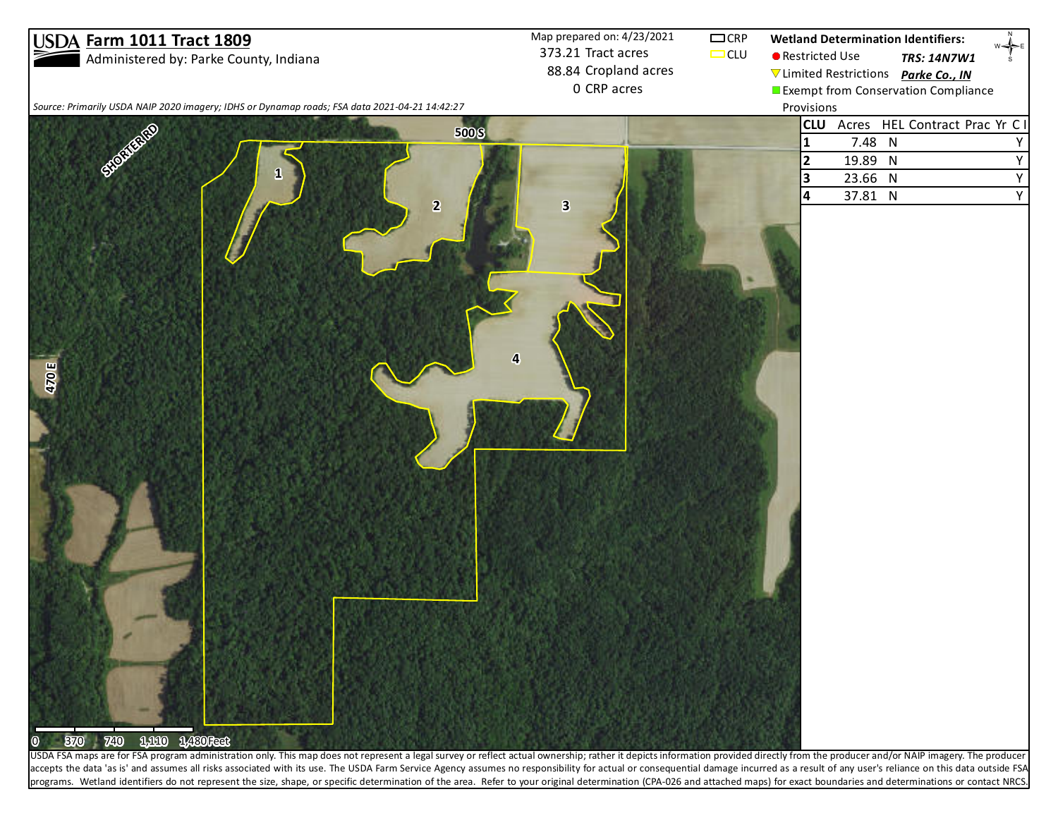# USDA Farm 1011 Tract 1809

Administered by: Parke County, Indiana

Map prepared on: 4/23/2021

373.21 Tract acres

88.84 Cropland acres

0 CRP acres

CRP

CLU

**Wetland Determination Identifiers:**

- Restricted Use
- Limited Restrictions
- Exempt from Conservation Compliance Provisions

***TRS: 14N7W1***

***Parke Co., IN***

*Source: Primarily USDA NAIP 2020 imagery; IDHS or Dynamap roads; FSA data 2021-04-21 14:42:27*

SHORTER RD

500 S

470 E

1

2

3

4

0 370 740 1,110 1,480 Feet

| CLU | Acres | HEL | Contract | Prac | Yr | C I |
|---|---|---|---|---|---|---|
| 1 | 7.48 | N | | | | Y |
| 2 | 19.89 | N | | | | Y |
| 3 | 23.66 | N | | | | Y |
| 4 | 37.81 | N | | | | Y |

USDA FSA maps are for FSA program administration only. This map does not represent a legal survey or reflect actual ownership; rather it depicts information provided directly from the producer and/or NAIP imagery. The producer accepts the data 'as is' and assumes all risks associated with its use. The USDA Farm Service Agency assumes no responsibility for actual or consequential damage incurred as a result of any user's reliance on this data outside FSA programs. Wetland identifiers do not represent the size, shape, or specific determination of the area. Refer to your original determination (CPA-026 and attached maps) for exact boundaries and determinations or contact NRCS.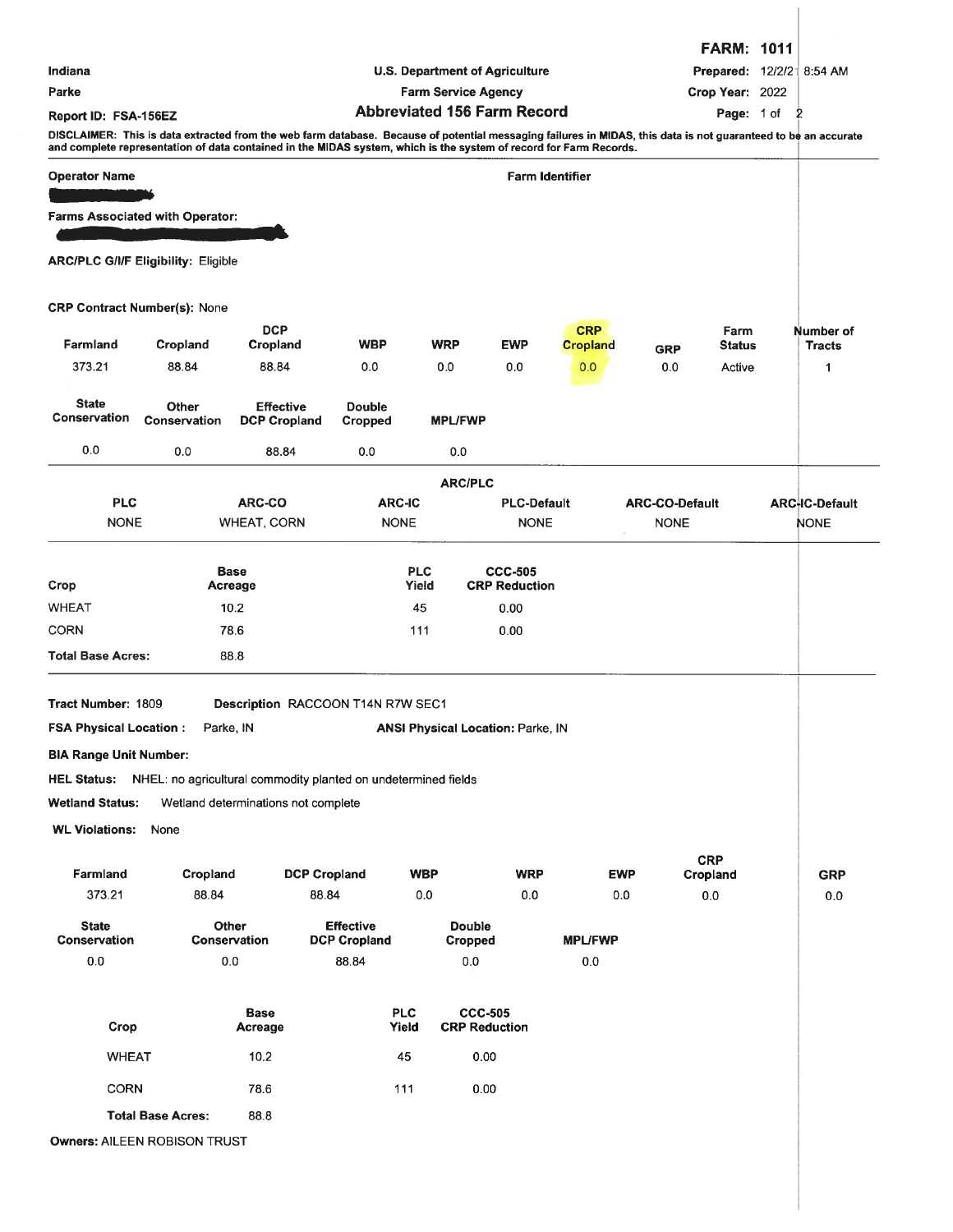**FARM: 1011**

Indiana
Parke
Report ID: FSA-156EZ

U.S. Department of Agriculture
Farm Service Agency
**Abbreviated 156 Farm Record**

Prepared: 12/2/21 8:54 AM
Crop Year: 2022

**DISCLAIMER: This is data extracted from the web farm database. Because of potential messaging failures in MIDAS, this data is not guaranteed to be an accurate and complete representation of data contained in the MIDAS system, which is the system of record for Farm Records.**

**Operator Name**

**Farm Identifier**

**Farms Associated with Operator:**

**ARC/PLC G/I/F Eligibility:** Eligible

**CRP Contract Number(s):** None

| Farmland | Cropland | DCP Cropland | WBP | WRP | EWP | CRP Cropland | GRP | Farm Status | Number of Tracts |
|---|---|---|---|---|---|---|---|---|---|
| 373.21 | 88.84 | 88.84 | 0.0 | 0.0 | 0.0 | 0.0 | 0.0 | Active | 1 |

| State Conservation | Other Conservation | Effective DCP Cropland | Double Cropped | MPL/FWP |
|---|---|---|---|---|
| 0.0 | 0.0 | 88.84 | 0.0 | 0.0 |

**ARC/PLC**

| PLC | ARC-CO | ARC-IC | PLC-Default | ARC-CO-Default | ARC-IC-Default |
|---|---|---|---|---|---|
| NONE | WHEAT, CORN | NONE | NONE | NONE | NONE |

| Crop | Base Acreage | PLC Yield | CCC-505 CRP Reduction |
|---|---|---|---|
| WHEAT | 10.2 | 45 | 0.00 |
| CORN | 78.6 | 111 | 0.00 |
| **Total Base Acres:** | 88.8 | | |

**Tract Number:** 1809 **Description** RACCOON T14N R7W SEC1

**FSA Physical Location :** Parke, IN **ANSI Physical Location:** Parke, IN

**BIA Range Unit Number:**

**HEL Status:** NHEL: no agricultural commodity planted on undetermined fields

**Wetland Status:** Wetland determinations not complete

**WL Violations:** None

| Farmland | Cropland | DCP Cropland | WBP | WRP | EWP | CRP Cropland | GRP |
|---|---|---|---|---|---|---|---|
| 373.21 | 88.84 | 88.84 | 0.0 | 0.0 | 0.0 | 0.0 | 0.0 |

| State Conservation | Other Conservation | Effective DCP Cropland | Double Cropped | MPL/FWP |
|---|---|---|---|---|
| 0.0 | 0.0 | 88.84 | 0.0 | 0.0 |

| Crop | Base Acreage | PLC Yield | CCC-505 CRP Reduction |
|---|---|---|---|
| WHEAT | 10.2 | 45 | 0.00 |
| CORN | 78.6 | 111 | 0.00 |
| **Total Base Acres:** | 88.8 | | |

**Owners:** AILEEN ROBISON TRUST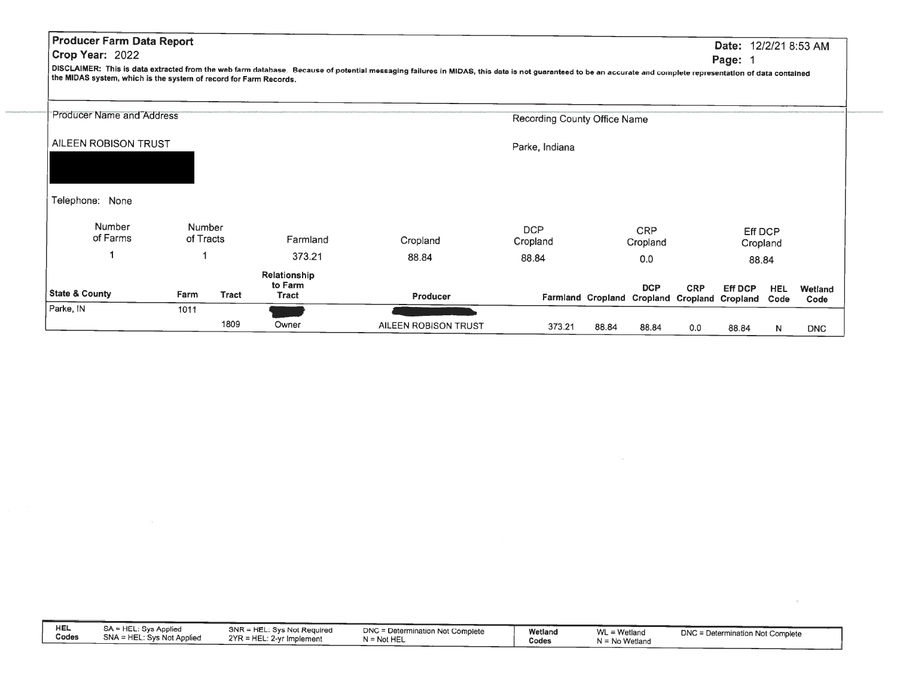**Producer Farm Data Report**

**Crop Year:** 2022

**Date:** 12/2/21 8:53 AM

**Page:** 1

**DISCLAIMER: This is data extracted from the web farm database. Because of potential messaging failures in MIDAS, this data is not guaranteed to be an accurate and complete representation of data contained the MIDAS system, which is the system of record for Farm Records.**

Producer Name and Address

AILEEN ROBISON TRUST

Recording County Office Name

Parke, Indiana

Telephone: None

| Number of Farms | Number of Tracts | Farmland | Cropland | DCP Cropland | CRP Cropland | Eff DCP Cropland |
|---|---|---|---|---|---|---|
| 1 | 1 | 373.21 | 88.84 | 88.84 | 0.0 | 88.84 |

| State & County | Farm | Tract | Relationship to Farm Tract | Producer | Farmland | Cropland | DCP Cropland | CRP Cropland | Eff DCP Cropland | HEL Code | Wetland Code |
|---|---|---|---|---|---|---|---|---|---|---|---|
| Parke, IN | 1011 | | | | | | | | | | |
| | | 1809 | Owner | AILEEN ROBISON TRUST | 373.21 | 88.84 | 88.84 | 0.0 | 88.84 | N | DNC |

| HEL Codes | | | | Wetland Codes | | |
|---|---|---|---|---|---|---|
| | SA = HEL: Sys Applied<br>SNA = HEL: Sys Not Applied | SNR = HEL: Sys Not Required<br>2YR = HEL: 2-yr Implement | DNC = Determination Not Complete<br>N = Not HEL | | WL = Wetland<br>N = No Wetland | DNC = Determination Not Complete |